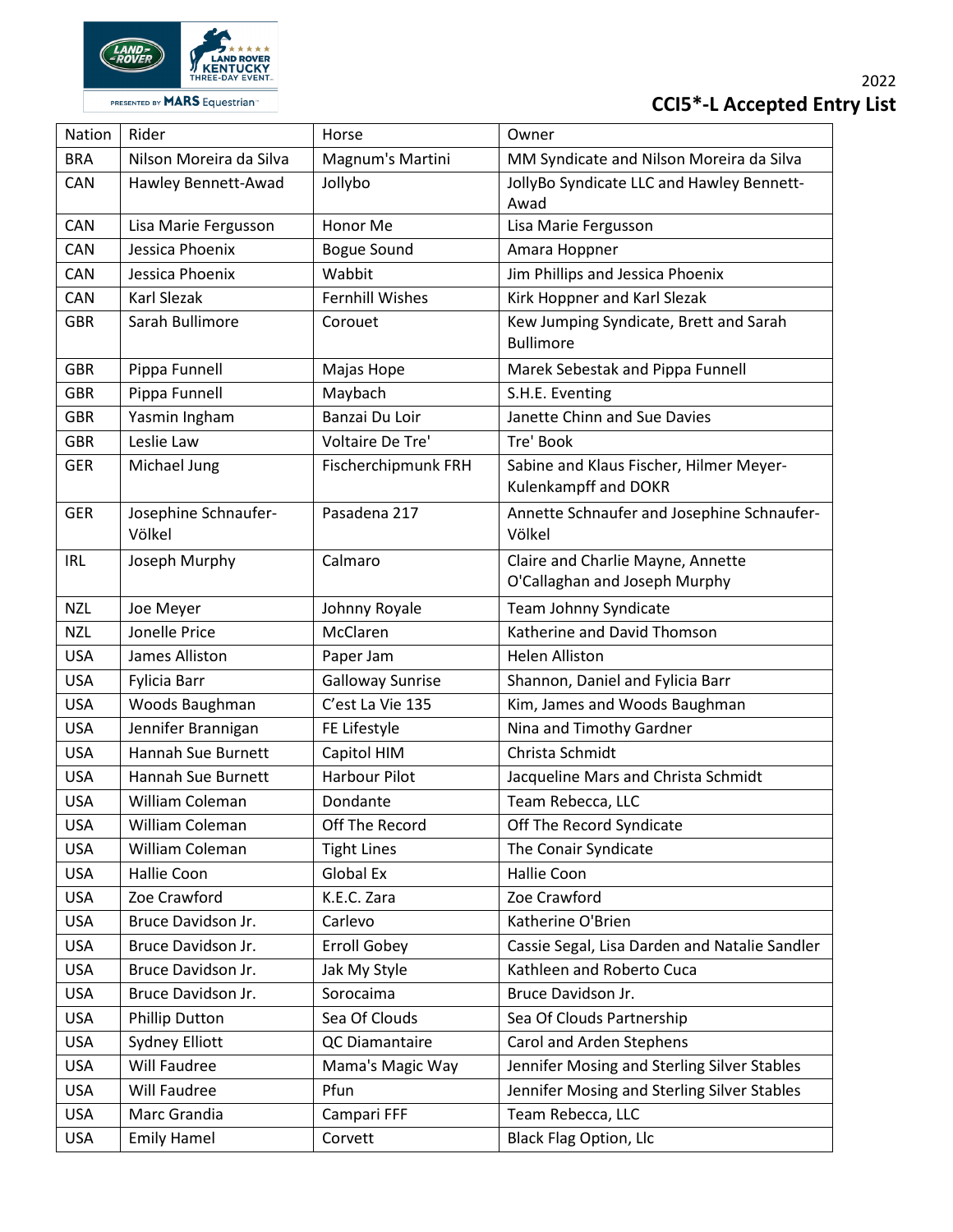2022

# CCI5*-L Accepted Entry List

| Nation | Rider | Horse | Owner |
|---|---|---|---|
| BRA | Nilson Moreira da Silva | Magnum's Martini | MM Syndicate and Nilson Moreira da Silva |
| CAN | Hawley Bennett-Awad | Jollybo | JollyBo Syndicate LLC and Hawley Bennett-Awad |
| CAN | Lisa Marie Fergusson | Honor Me | Lisa Marie Fergusson |
| CAN | Jessica Phoenix | Bogue Sound | Amara Hoppner |
| CAN | Jessica Phoenix | Wabbit | Jim Phillips and Jessica Phoenix |
| CAN | Karl Slezak | Fernhill Wishes | Kirk Hoppner and Karl Slezak |
| GBR | Sarah Bullimore | Corouet | Kew Jumping Syndicate, Brett and Sarah Bullimore |
| GBR | Pippa Funnell | Majas Hope | Marek Sebestak and Pippa Funnell |
| GBR | Pippa Funnell | Maybach | S.H.E. Eventing |
| GBR | Yasmin Ingham | Banzai Du Loir | Janette Chinn and Sue Davies |
| GBR | Leslie Law | Voltaire De Tre' | Tre' Book |
| GER | Michael Jung | Fischerchipmunk FRH | Sabine and Klaus Fischer, Hilmer Meyer-Kulenkampff and DOKR |
| GER | Josephine Schnaufer-Völkel | Pasadena 217 | Annette Schnaufer and Josephine Schnaufer-Völkel |
| IRL | Joseph Murphy | Calmaro | Claire and Charlie Mayne, Annette O'Callaghan and Joseph Murphy |
| NZL | Joe Meyer | Johnny Royale | Team Johnny Syndicate |
| NZL | Jonelle Price | McClaren | Katherine and David Thomson |
| USA | James Alliston | Paper Jam | Helen Alliston |
| USA | Fylicia Barr | Galloway Sunrise | Shannon, Daniel and Fylicia Barr |
| USA | Woods Baughman | C'est La Vie 135 | Kim, James and Woods Baughman |
| USA | Jennifer Brannigan | FE Lifestyle | Nina and Timothy Gardner |
| USA | Hannah Sue Burnett | Capitol HIM | Christa Schmidt |
| USA | Hannah Sue Burnett | Harbour Pilot | Jacqueline Mars and Christa Schmidt |
| USA | William Coleman | Dondante | Team Rebecca, LLC |
| USA | William Coleman | Off The Record | Off The Record Syndicate |
| USA | William Coleman | Tight Lines | The Conair Syndicate |
| USA | Hallie Coon | Global Ex | Hallie Coon |
| USA | Zoe Crawford | K.E.C. Zara | Zoe Crawford |
| USA | Bruce Davidson Jr. | Carlevo | Katherine O'Brien |
| USA | Bruce Davidson Jr. | Erroll Gobey | Cassie Segal, Lisa Darden and Natalie Sandler |
| USA | Bruce Davidson Jr. | Jak My Style | Kathleen and Roberto Cuca |
| USA | Bruce Davidson Jr. | Sorocaima | Bruce Davidson Jr. |
| USA | Phillip Dutton | Sea Of Clouds | Sea Of Clouds Partnership |
| USA | Sydney Elliott | QC Diamantaire | Carol and Arden Stephens |
| USA | Will Faudree | Mama's Magic Way | Jennifer Mosing and Sterling Silver Stables |
| USA | Will Faudree | Pfun | Jennifer Mosing and Sterling Silver Stables |
| USA | Marc Grandia | Campari FFF | Team Rebecca, LLC |
| USA | Emily Hamel | Corvett | Black Flag Option, Llc |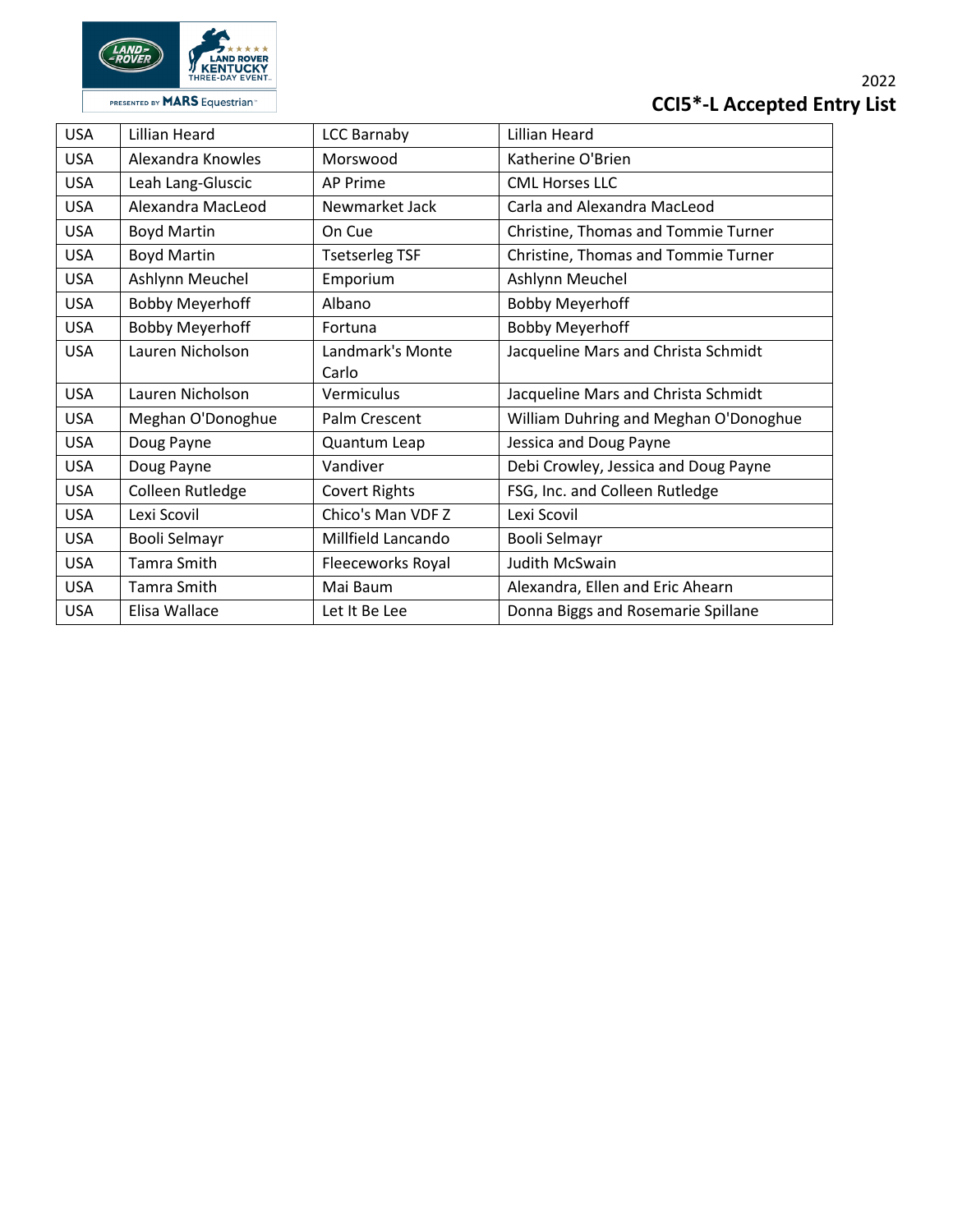2022

**CCI5*-L Accepted Entry List**

| | | | |
|---|---|---|---|
| USA | Lillian Heard | LCC Barnaby | Lillian Heard |
| USA | Alexandra Knowles | Morswood | Katherine O'Brien |
| USA | Leah Lang-Gluscic | AP Prime | CML Horses LLC |
| USA | Alexandra MacLeod | Newmarket Jack | Carla and Alexandra MacLeod |
| USA | Boyd Martin | On Cue | Christine, Thomas and Tommie Turner |
| USA | Boyd Martin | Tsetserleg TSF | Christine, Thomas and Tommie Turner |
| USA | Ashlynn Meuchel | Emporium | Ashlynn Meuchel |
| USA | Bobby Meyerhoff | Albano | Bobby Meyerhoff |
| USA | Bobby Meyerhoff | Fortuna | Bobby Meyerhoff |
| USA | Lauren Nicholson | Landmark's Monte Carlo | Jacqueline Mars and Christa Schmidt |
| USA | Lauren Nicholson | Vermiculus | Jacqueline Mars and Christa Schmidt |
| USA | Meghan O'Donoghue | Palm Crescent | William Duhring and Meghan O'Donoghue |
| USA | Doug Payne | Quantum Leap | Jessica and Doug Payne |
| USA | Doug Payne | Vandiver | Debi Crowley, Jessica and Doug Payne |
| USA | Colleen Rutledge | Covert Rights | FSG, Inc. and Colleen Rutledge |
| USA | Lexi Scovil | Chico's Man VDF Z | Lexi Scovil |
| USA | Booli Selmayr | Millfield Lancando | Booli Selmayr |
| USA | Tamra Smith | Fleeceworks Royal | Judith McSwain |
| USA | Tamra Smith | Mai Baum | Alexandra, Ellen and Eric Ahearn |
| USA | Elisa Wallace | Let It Be Lee | Donna Biggs and Rosemarie Spillane |